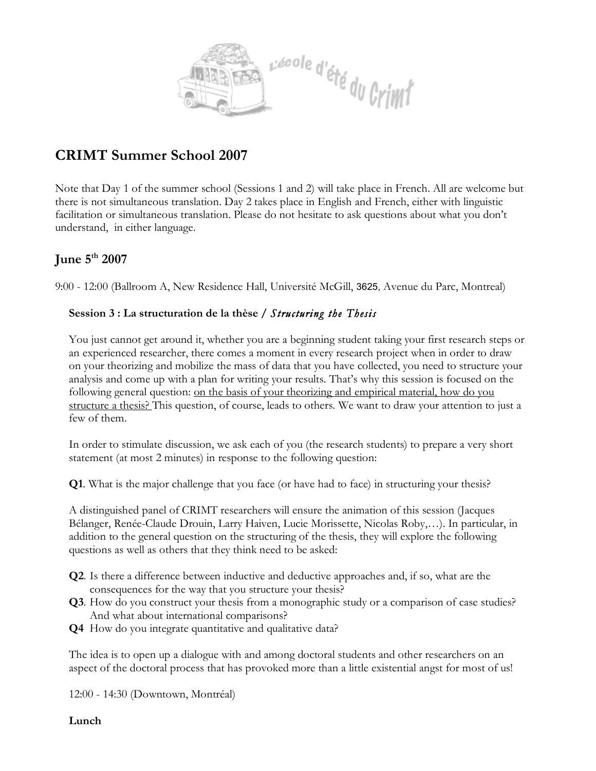# CRIMT Summer School 2007

Note that Day 1 of the summer school (Sessions 1 and 2) will take place in French. All are welcome but there is not simultaneous translation. Day 2 takes place in English and French, either with linguistic facilitation or simultaneous translation. Please do not hesitate to ask questions about what you don't understand, in either language.

## June 5th 2007

9:00 - 12:00 (Ballroom A, New Residence Hall, Université McGill, 3625, Avenue du Parc, Montreal)

**Session 3 : La structuration de la thèse /** ***Structuring the Thesis***

You just cannot get around it, whether you are a beginning student taking your first research steps or an experienced researcher, there comes a moment in every research project when in order to draw on your theorizing and mobilize the mass of data that you have collected, you need to structure your analysis and come up with a plan for writing your results. That's why this session is focused on the following general question: on the basis of your theorizing and empirical material, how do you structure a thesis? This question, of course, leads to others. We want to draw your attention to just a few of them.

In order to stimulate discussion, we ask each of you (the research students) to prepare a very short statement (at most 2 minutes) in response to the following question:

**Q1**. What is the major challenge that you face (or have had to face) in structuring your thesis?

A distinguished panel of CRIMT researchers will ensure the animation of this session (Jacques Bélanger, Renée-Claude Drouin, Larry Haiven, Lucie Morissette, Nicolas Roby,…). In particular, in addition to the general question on the structuring of the thesis, they will explore the following questions as well as others that they think need to be asked:

- **Q2**. Is there a difference between inductive and deductive approaches and, if so, what are the consequences for the way that you structure your thesis?
- **Q3**. How do you construct your thesis from a monographic study or a comparison of case studies? And what about international comparisons?
- **Q4** How do you integrate quantitative and qualitative data?

The idea is to open up a dialogue with and among doctoral students and other researchers on an aspect of the doctoral process that has provoked more than a little existential angst for most of us!

12:00 - 14:30 (Downtown, Montréal)

**Lunch**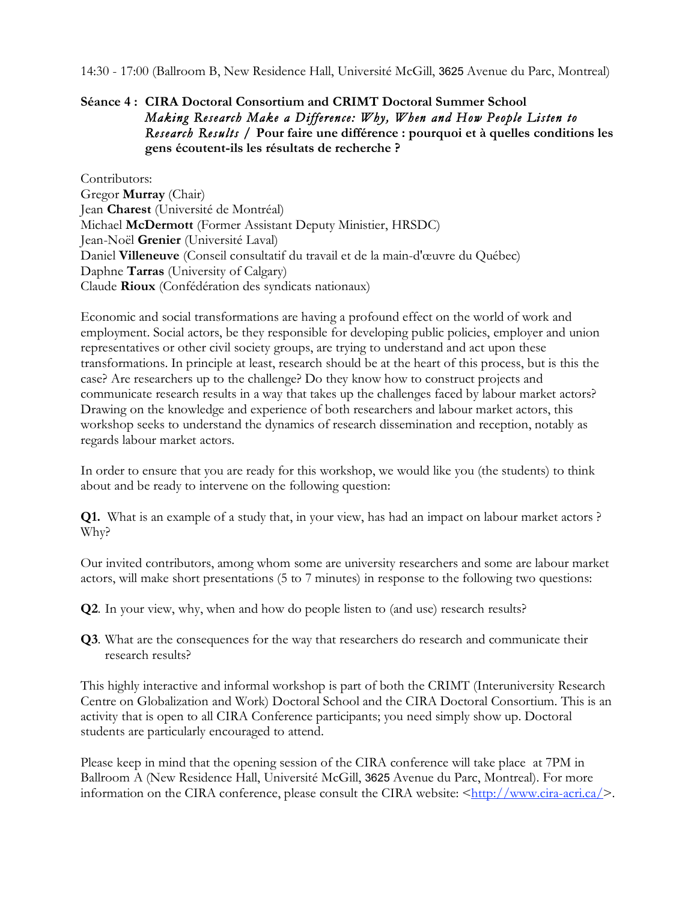14:30 - 17:00 (Ballroom B, New Residence Hall, Université McGill, 3625 Avenue du Parc, Montreal)

**Séance 4 : CIRA Doctoral Consortium and CRIMT Doctoral Summer School**
***Making Research Make a Difference: Why, When and How People Listen to Research Results* / Pour faire une différence : pourquoi et à quelles conditions les gens écoutent-ils les résultats de recherche ?**

Contributors:
Gregor **Murray** (Chair)
Jean **Charest** (Université de Montréal)
Michael **McDermott** (Former Assistant Deputy Ministier, HRSDC)
Jean-Noël **Grenier** (Université Laval)
Daniel **Villeneuve** (Conseil consultatif du travail et de la main-d'œuvre du Québec)
Daphne **Tarras** (University of Calgary)
Claude **Rioux** (Confédération des syndicats nationaux)

Economic and social transformations are having a profound effect on the world of work and employment. Social actors, be they responsible for developing public policies, employer and union representatives or other civil society groups, are trying to understand and act upon these transformations. In principle at least, research should be at the heart of this process, but is this the case? Are researchers up to the challenge? Do they know how to construct projects and communicate research results in a way that takes up the challenges faced by labour market actors? Drawing on the knowledge and experience of both researchers and labour market actors, this workshop seeks to understand the dynamics of research dissemination and reception, notably as regards labour market actors.

In order to ensure that you are ready for this workshop, we would like you (the students) to think about and be ready to intervene on the following question:

**Q1.** What is an example of a study that, in your view, has had an impact on labour market actors ? Why?

Our invited contributors, among whom some are university researchers and some are labour market actors, will make short presentations (5 to 7 minutes) in response to the following two questions:

**Q2**. In your view, why, when and how do people listen to (and use) research results?

**Q3**. What are the consequences for the way that researchers do research and communicate their research results?

This highly interactive and informal workshop is part of both the CRIMT (Interuniversity Research Centre on Globalization and Work) Doctoral School and the CIRA Doctoral Consortium. This is an activity that is open to all CIRA Conference participants; you need simply show up. Doctoral students are particularly encouraged to attend.

Please keep in mind that the opening session of the CIRA conference will take place at 7PM in Ballroom A (New Residence Hall, Université McGill, 3625 Avenue du Parc, Montreal). For more information on the CIRA conference, please consult the CIRA website: <http://www.cira-acri.ca/>.